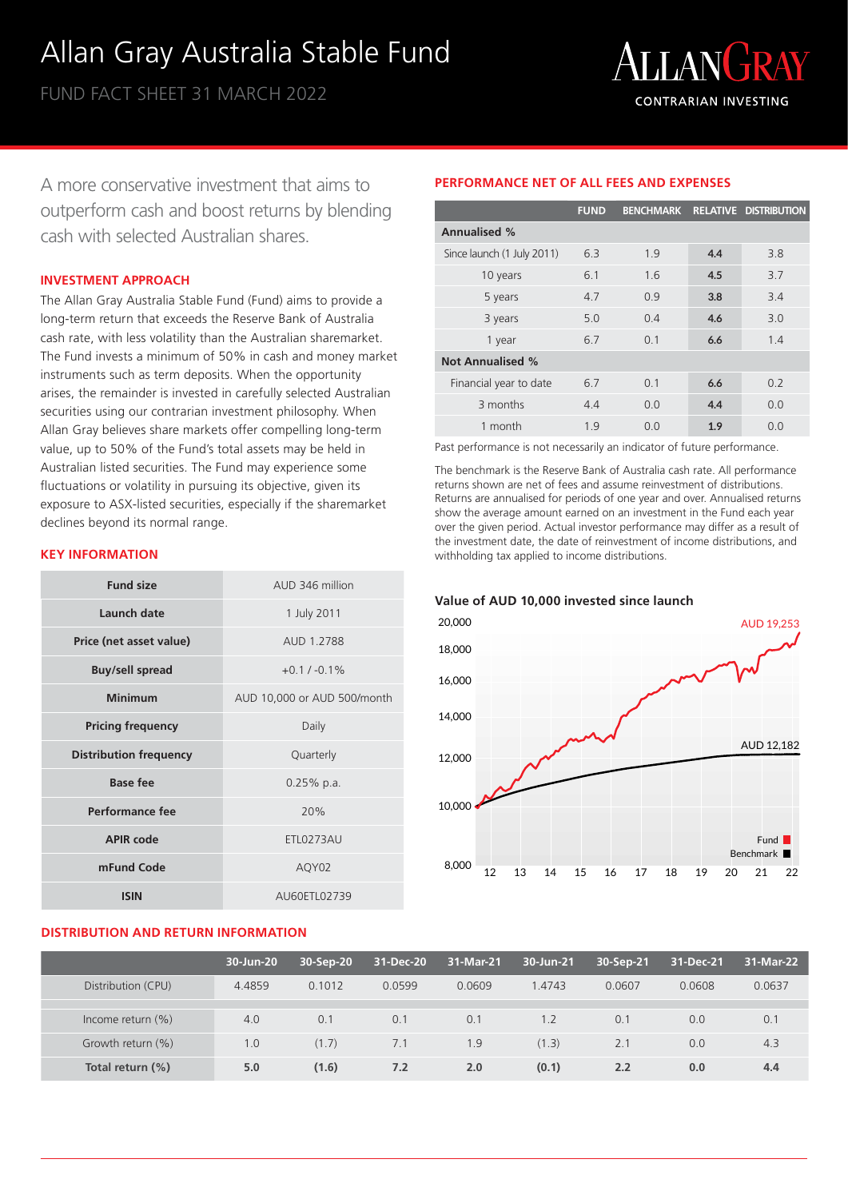# Allan Gray Australia Stable Fund

FUND FACT SHEET 31 MARCH 2022

ALLANGRAY
CONTRARIAN INVESTING

A more conservative investment that aims to outperform cash and boost returns by blending cash with selected Australian shares.

## INVESTMENT APPROACH

The Allan Gray Australia Stable Fund (Fund) aims to provide a long-term return that exceeds the Reserve Bank of Australia cash rate, with less volatility than the Australian sharemarket. The Fund invests a minimum of 50% in cash and money market instruments such as term deposits. When the opportunity arises, the remainder is invested in carefully selected Australian securities using our contrarian investment philosophy. When Allan Gray believes share markets offer compelling long-term value, up to 50% of the Fund's total assets may be held in Australian listed securities. The Fund may experience some fluctuations or volatility in pursuing its objective, given its exposure to ASX-listed securities, especially if the sharemarket declines beyond its normal range.

## KEY INFORMATION

| | |
|---|---|
| **Fund size** | AUD 346 million |
| **Launch date** | 1 July 2011 |
| **Price (net asset value)** | AUD 1.2788 |
| **Buy/sell spread** | +0.1 / -0.1% |
| **Minimum** | AUD 10,000 or AUD 500/month |
| **Pricing frequency** | Daily |
| **Distribution frequency** | Quarterly |
| **Base fee** | 0.25% p.a. |
| **Performance fee** | 20% |
| **APIR code** | ETL0273AU |
| **mFund Code** | AQY02 |
| **ISIN** | AU60ETL02739 |

## PERFORMANCE NET OF ALL FEES AND EXPENSES

| | FUND | BENCHMARK | RELATIVE | DISTRIBUTION |
|---|---|---|---|---|
| **Annualised %** | | | | |
| Since launch (1 July 2011) | 6.3 | 1.9 | **4.4** | 3.8 |
| 10 years | 6.1 | 1.6 | **4.5** | 3.7 |
| 5 years | 4.7 | 0.9 | **3.8** | 3.4 |
| 3 years | 5.0 | 0.4 | **4.6** | 3.0 |
| 1 year | 6.7 | 0.1 | **6.6** | 1.4 |
| **Not Annualised %** | | | | |
| Financial year to date | 6.7 | 0.1 | **6.6** | 0.2 |
| 3 months | 4.4 | 0.0 | **4.4** | 0.0 |
| 1 month | 1.9 | 0.0 | **1.9** | 0.0 |

Past performance is not necessarily an indicator of future performance.

The benchmark is the Reserve Bank of Australia cash rate. All performance returns shown are net of fees and assume reinvestment of distributions. Returns are annualised for periods of one year and over. Annualised returns show the average amount earned on an investment in the Fund each year over the given period. Actual investor performance may differ as a result of the investment date, the date of reinvestment of income distributions, and withholding tax applied to income distributions.

### Value of AUD 10,000 invested since launch

Fund: AUD 19,253
Benchmark: AUD 12,182

## DISTRIBUTION AND RETURN INFORMATION

| | 30-Jun-20 | 30-Sep-20 | 31-Dec-20 | 31-Mar-21 | 30-Jun-21 | 30-Sep-21 | 31-Dec-21 | 31-Mar-22 |
|---|---|---|---|---|---|---|---|---|
| Distribution (CPU) | 4.4859 | 0.1012 | 0.0599 | 0.0609 | 1.4743 | 0.0607 | 0.0608 | 0.0637 |
| Income return (%) | 4.0 | 0.1 | 0.1 | 0.1 | 1.2 | 0.1 | 0.0 | 0.1 |
| Growth return (%) | 1.0 | (1.7) | 7.1 | 1.9 | (1.3) | 2.1 | 0.0 | 4.3 |
| **Total return (%)** | **5.0** | **(1.6)** | **7.2** | **2.0** | **(0.1)** | **2.2** | **0.0** | **4.4** |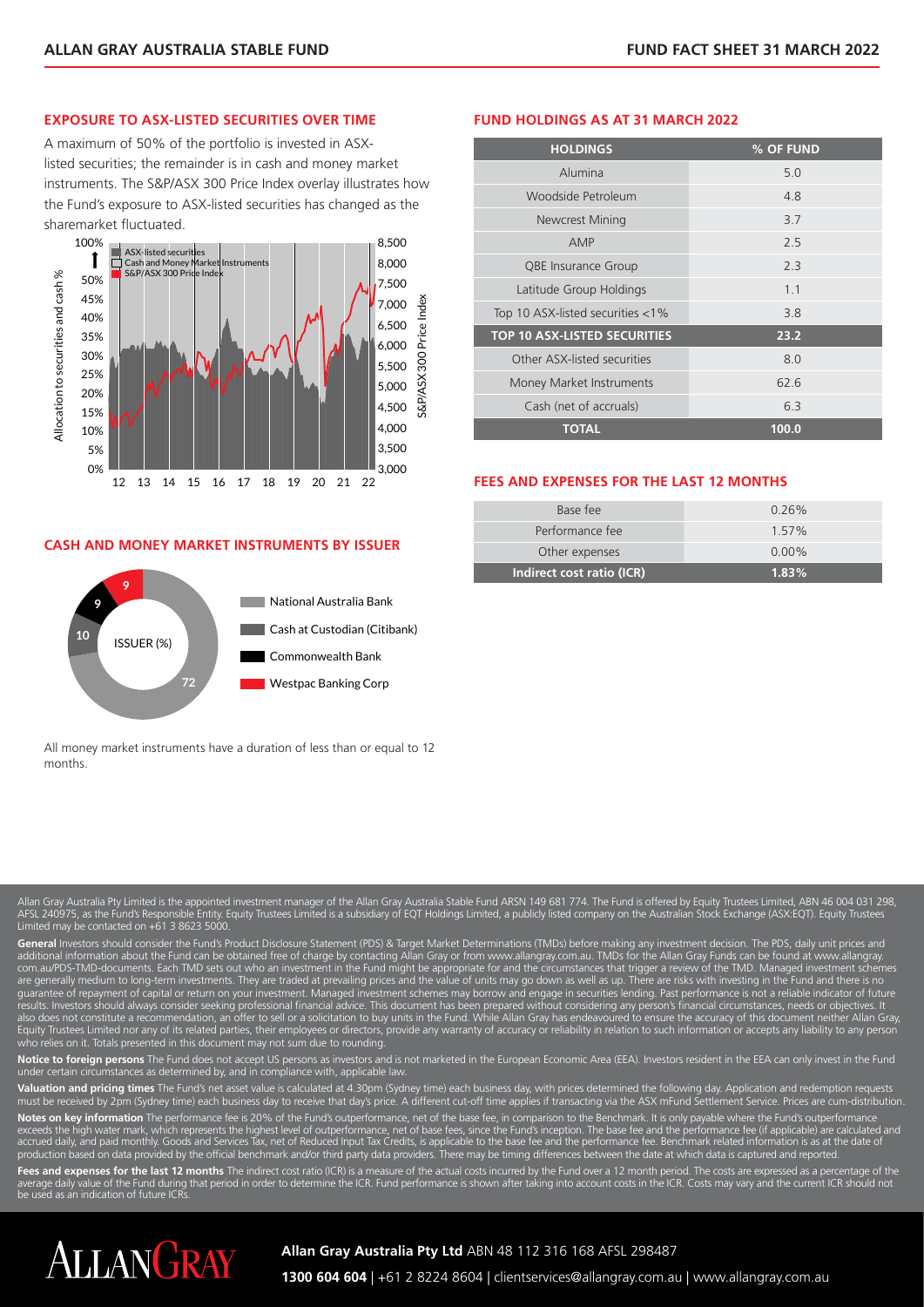## EXPOSURE TO ASX-LISTED SECURITIES OVER TIME

A maximum of 50% of the portfolio is invested in ASX-listed securities; the remainder is in cash and money market instruments. The S&P/ASX 300 Price Index overlay illustrates how the Fund's exposure to ASX-listed securities has changed as the sharemarket fluctuated.

ASX-listed securities
Cash and Money Market Instruments
S&P/ASX 300 Price Index

Allocation to securities and cash %
100%
50%
45%
40%
35%
30%
25%
20%
15%
10%
5%
0%

S&P/ASX 300 Price Index
8,500
8,000
7,500
7,000
6,500
6,000
5,500
5,000
4,500
4,000
3,500
3,000

12 13 14 15 16 17 18 19 20 21 22

## CASH AND MONEY MARKET INSTRUMENTS BY ISSUER

ISSUER (%)
72
10
9
9

National Australia Bank
Cash at Custodian (Citibank)
Commonwealth Bank
Westpac Banking Corp

All money market instruments have a duration of less than or equal to 12 months.

## FUND HOLDINGS AS AT 31 MARCH 2022

| HOLDINGS | % OF FUND |
|---|---|
| Alumina | 5.0 |
| Woodside Petroleum | 4.8 |
| Newcrest Mining | 3.7 |
| AMP | 2.5 |
| QBE Insurance Group | 2.3 |
| Latitude Group Holdings | 1.1 |
| Top 10 ASX-listed securities <1% | 3.8 |
| **TOP 10 ASX-LISTED SECURITIES** | **23.2** |
| Other ASX-listed securities | 8.0 |
| Money Market Instruments | 62.6 |
| Cash (net of accruals) | 6.3 |
| **TOTAL** | **100.0** |

## FEES AND EXPENSES FOR THE LAST 12 MONTHS

| | |
|---|---|
| Base fee | 0.26% |
| Performance fee | 1.57% |
| Other expenses | 0.00% |
| **Indirect cost ratio (ICR)** | **1.83%** |

Allan Gray Australia Pty Limited is the appointed investment manager of the Allan Gray Australia Stable Fund ARSN 149 681 774. The Fund is offered by Equity Trustees Limited, ABN 46 004 031 298, AFSL 240975, as the Fund's Responsible Entity. Equity Trustees Limited is a subsidiary of EQT Holdings Limited, a publicly listed company on the Australian Stock Exchange (ASX:EQT). Equity Trustees Limited may be contacted on +61 3 8623 5000.

**General** Investors should consider the Fund's Product Disclosure Statement (PDS) & Target Market Determinations (TMDs) before making any investment decision. The PDS, daily unit prices and additional information about the Fund can be obtained free of charge by contacting Allan Gray or from www.allangray.com.au. TMDs for the Allan Gray Funds can be found at www.allangray.com.au/PDS-TMD-documents. Each TMD sets out who an investment in the Fund might be appropriate for and the circumstances that trigger a review of the TMD. Managed investment schemes are generally medium to long-term investments. They are traded at prevailing prices and the value of units may go down as well as up. There are risks with investing in the Fund and there is no guarantee of repayment of capital or return on your investment. Managed investment schemes may borrow and engage in securities lending. Past performance is not a reliable indicator of future results. Investors should always consider seeking professional financial advice. This document has been prepared without considering any person's financial circumstances, needs or objectives. It also does not constitute a recommendation, an offer to sell or a solicitation to buy units in the Fund. While Allan Gray has endeavoured to ensure the accuracy of this document neither Allan Gray, Equity Trustees Limited nor any of its related parties, their employees or directors, provide any warranty of accuracy or reliability in relation to such information or accepts any liability to any person who relies on it. Totals presented in this document may not sum due to rounding.

**Notice to foreign persons** The Fund does not accept US persons as investors and is not marketed in the European Economic Area (EEA). Investors resident in the EEA can only invest in the Fund under certain circumstances as determined by, and in compliance with, applicable law.

**Valuation and pricing times** The Fund's net asset value is calculated at 4.30pm (Sydney time) each business day, with prices determined the following day. Application and redemption requests must be received by 2pm (Sydney time) each business day to receive that day's price. A different cut-off time applies if transacting via the ASX mFund Settlement Service. Prices are cum-distribution.

**Notes on key information** The performance fee is 20% of the Fund's outperformance, net of the base fee, in comparison to the Benchmark. It is only payable where the Fund's outperformance exceeds the high water mark, which represents the highest level of outperformance, net of base fees, since the Fund's inception. The base fee and the performance fee (if applicable) are calculated and accrued daily, and paid monthly. Goods and Services Tax, net of Reduced Input Tax Credits, is applicable to the base fee and the performance fee. Benchmark related information is as at the date of production based on data provided by the official benchmark and/or third party data providers. There may be timing differences between the date at which data is captured and reported.

**Fees and expenses for the last 12 months** The indirect cost ratio (ICR) is a measure of the actual costs incurred by the Fund over a 12 month period. The costs are expressed as a percentage of the average daily value of the Fund during that period in order to determine the ICR. Fund performance is shown after taking into account costs in the ICR. Costs may vary and the current ICR should not be used as an indication of future ICRs.

ALLANGRAY

**Allan Gray Australia Pty Ltd** ABN 48 112 316 168 AFSL 298487

**1300 604 604** | +61 2 8224 8604 | clientservices@allangray.com.au | www.allangray.com.au